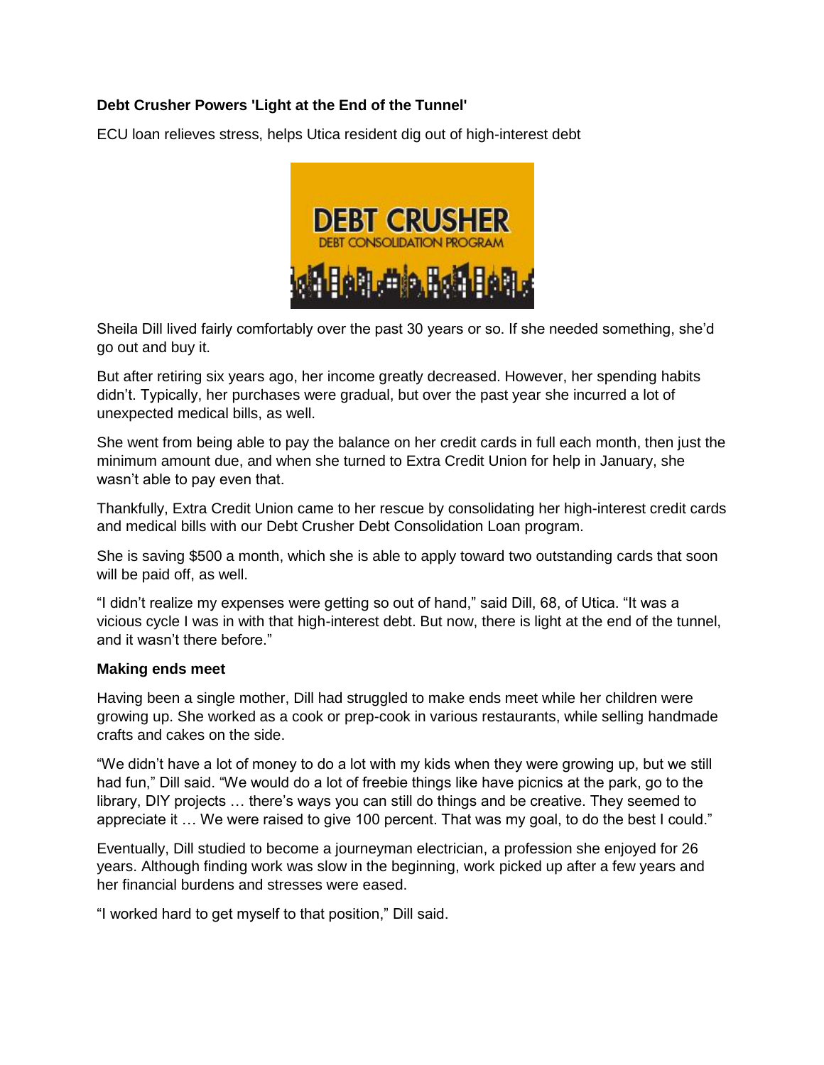**Debt Crusher Powers 'Light at the End of the Tunnel'**

ECU loan relieves stress, helps Utica resident dig out of high-interest debt

Sheila Dill lived fairly comfortably over the past 30 years or so. If she needed something, she'd go out and buy it.

But after retiring six years ago, her income greatly decreased. However, her spending habits didn't. Typically, her purchases were gradual, but over the past year she incurred a lot of unexpected medical bills, as well.

She went from being able to pay the balance on her credit cards in full each month, then just the minimum amount due, and when she turned to Extra Credit Union for help in January, she wasn't able to pay even that.

Thankfully, Extra Credit Union came to her rescue by consolidating her high-interest credit cards and medical bills with our Debt Crusher Debt Consolidation Loan program.

She is saving $500 a month, which she is able to apply toward two outstanding cards that soon will be paid off, as well.

"I didn't realize my expenses were getting so out of hand," said Dill, 68, of Utica. "It was a vicious cycle I was in with that high-interest debt. But now, there is light at the end of the tunnel, and it wasn't there before."

**Making ends meet**

Having been a single mother, Dill had struggled to make ends meet while her children were growing up. She worked as a cook or prep-cook in various restaurants, while selling handmade crafts and cakes on the side.

"We didn't have a lot of money to do a lot with my kids when they were growing up, but we still had fun," Dill said. "We would do a lot of freebie things like have picnics at the park, go to the library, DIY projects … there's ways you can still do things and be creative. They seemed to appreciate it … We were raised to give 100 percent. That was my goal, to do the best I could."

Eventually, Dill studied to become a journeyman electrician, a profession she enjoyed for 26 years. Although finding work was slow in the beginning, work picked up after a few years and her financial burdens and stresses were eased.

"I worked hard to get myself to that position," Dill said.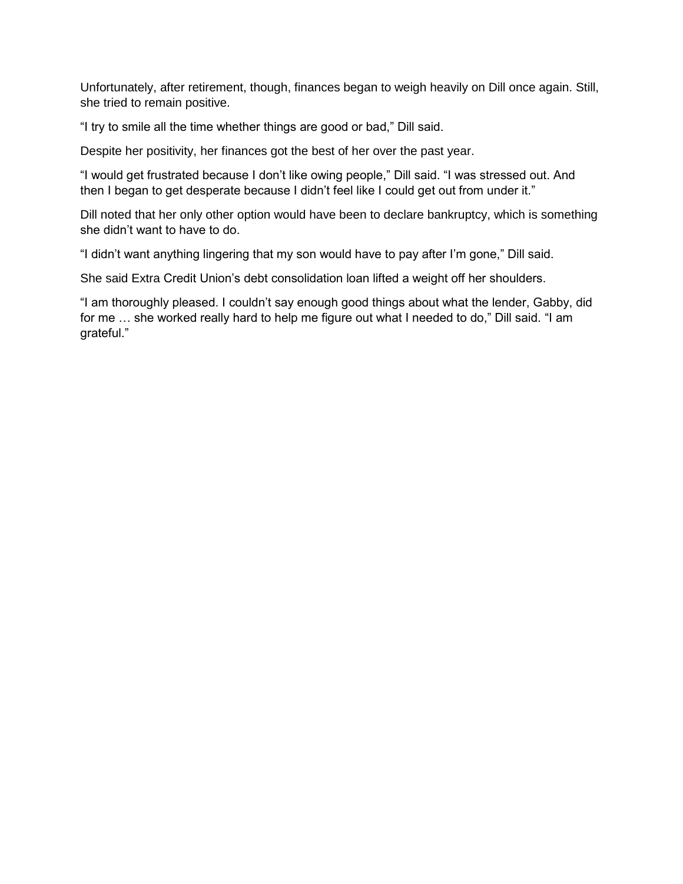Unfortunately, after retirement, though, finances began to weigh heavily on Dill once again. Still, she tried to remain positive.

“I try to smile all the time whether things are good or bad,” Dill said.

Despite her positivity, her finances got the best of her over the past year.

“I would get frustrated because I don’t like owing people,” Dill said. “I was stressed out. And then I began to get desperate because I didn’t feel like I could get out from under it.”

Dill noted that her only other option would have been to declare bankruptcy, which is something she didn’t want to have to do.

“I didn’t want anything lingering that my son would have to pay after I’m gone,” Dill said.

She said Extra Credit Union’s debt consolidation loan lifted a weight off her shoulders.

“I am thoroughly pleased. I couldn’t say enough good things about what the lender, Gabby, did for me … she worked really hard to help me figure out what I needed to do,” Dill said. “I am grateful.”